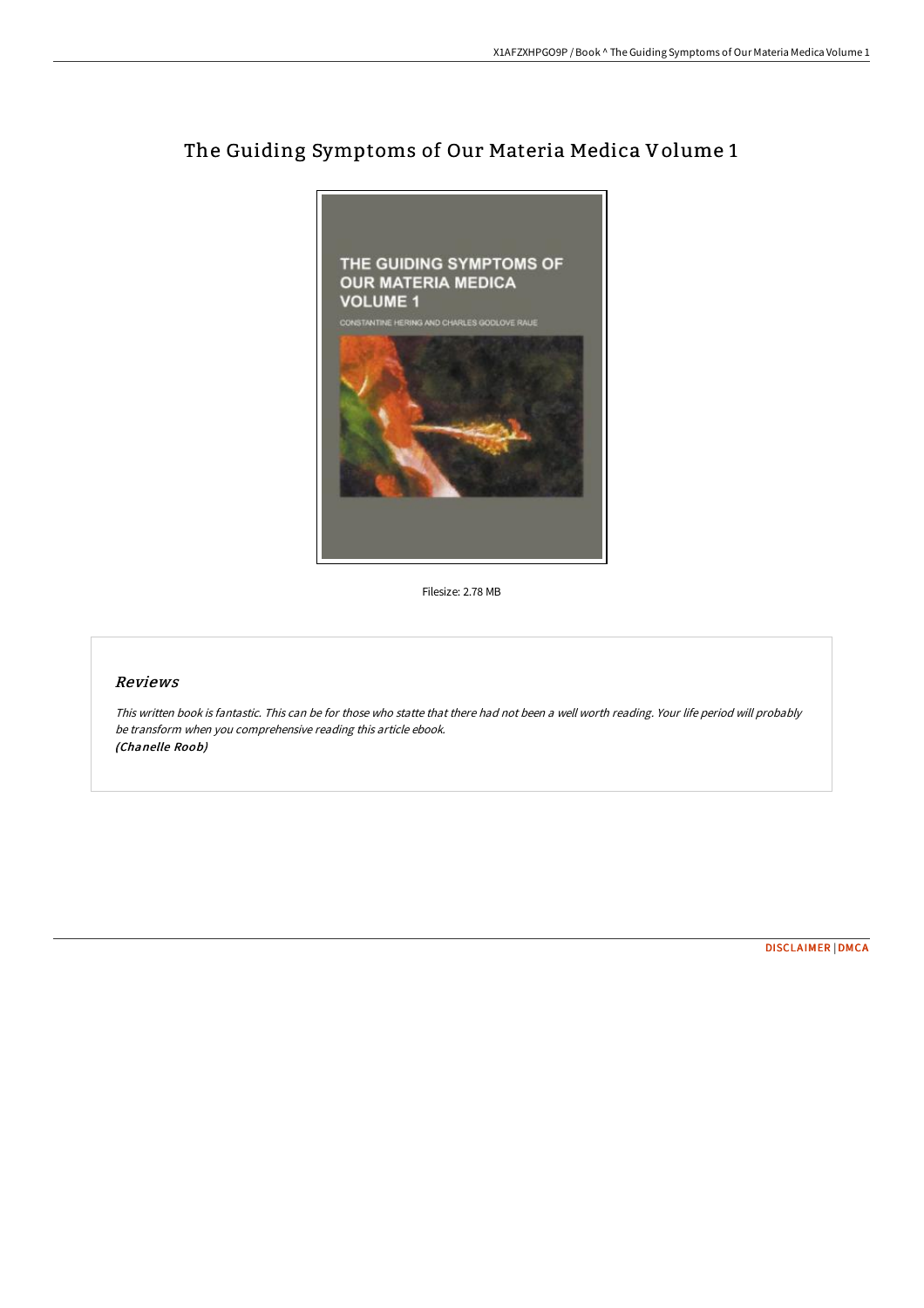# The Guiding Symptoms of Our Materia Medica Volume 1

Filesize: 2.78 MB

## Reviews

*This written book is fantastic. This can be for those who statte that there had not been a well worth reading. Your life period will probably be transform when you comprehensive reading this article ebook.*
*(Chanelle Roob)*

DISCLAIMER | DMCA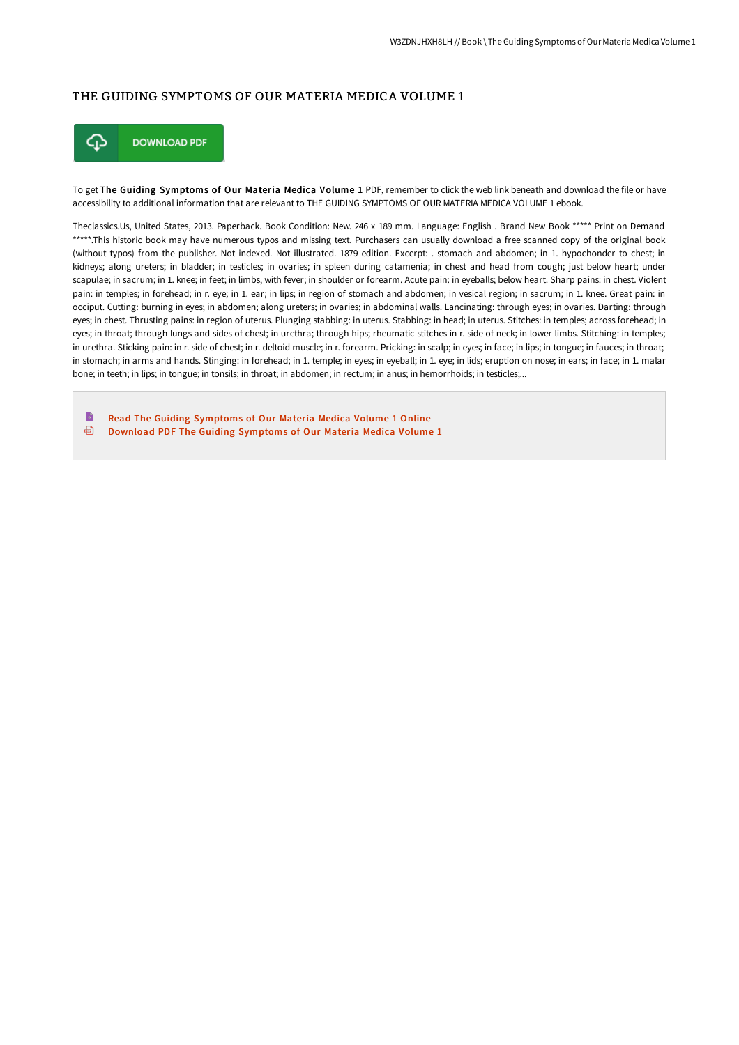# THE GUIDING SYMPTOMS OF OUR MATERIA MEDICA VOLUME 1

DOWNLOAD PDF

To get **The Guiding Symptoms of Our Materia Medica Volume 1** PDF, remember to click the web link beneath and download the file or have accessibility to additional information that are relevant to THE GUIDING SYMPTOMS OF OUR MATERIA MEDICA VOLUME 1 ebook.

Theclassics.Us, United States, 2013. Paperback. Book Condition: New. 246 x 189 mm. Language: English . Brand New Book ***** Print on Demand *****.This historic book may have numerous typos and missing text. Purchasers can usually download a free scanned copy of the original book (without typos) from the publisher. Not indexed. Not illustrated. 1879 edition. Excerpt: . stomach and abdomen; in 1. hypochonder to chest; in kidneys; along ureters; in bladder; in testicles; in ovaries; in spleen during catamenia; in chest and head from cough; just below heart; under scapulae; in sacrum; in 1. knee; in feet; in limbs, with fever; in shoulder or forearm. Acute pain: in eyeballs; below heart. Sharp pains: in chest. Violent pain: in temples; in forehead; in r. eye; in 1. ear; in lips; in region of stomach and abdomen; in vesical region; in sacrum; in 1. knee. Great pain: in occiput. Cutting: burning in eyes; in abdomen; along ureters; in ovaries; in abdominal walls. Lancinating: through eyes; in ovaries. Darting: through eyes; in chest. Thrusting pains: in region of uterus. Plunging stabbing: in uterus. Stabbing: in head; in uterus. Stitches: in temples; across forehead; in eyes; in throat; through lungs and sides of chest; in urethra; through hips; rheumatic stitches in r. side of neck; in lower limbs. Stitching: in temples; in urethra. Sticking pain: in r. side of chest; in r. deltoid muscle; in r. forearm. Pricking: in scalp; in eyes; in face; in lips; in tongue; in fauces; in throat; in stomach; in arms and hands. Stinging: in forehead; in 1. temple; in eyes; in eyeball; in 1. eye; in lids; eruption on nose; in ears; in face; in 1. malar bone; in teeth; in lips; in tongue; in tonsils; in throat; in abdomen; in rectum; in anus; in hemorrhoids; in testicles;...

- Read The Guiding Symptoms of Our Materia Medica Volume 1 Online
- Download PDF The Guiding Symptoms of Our Materia Medica Volume 1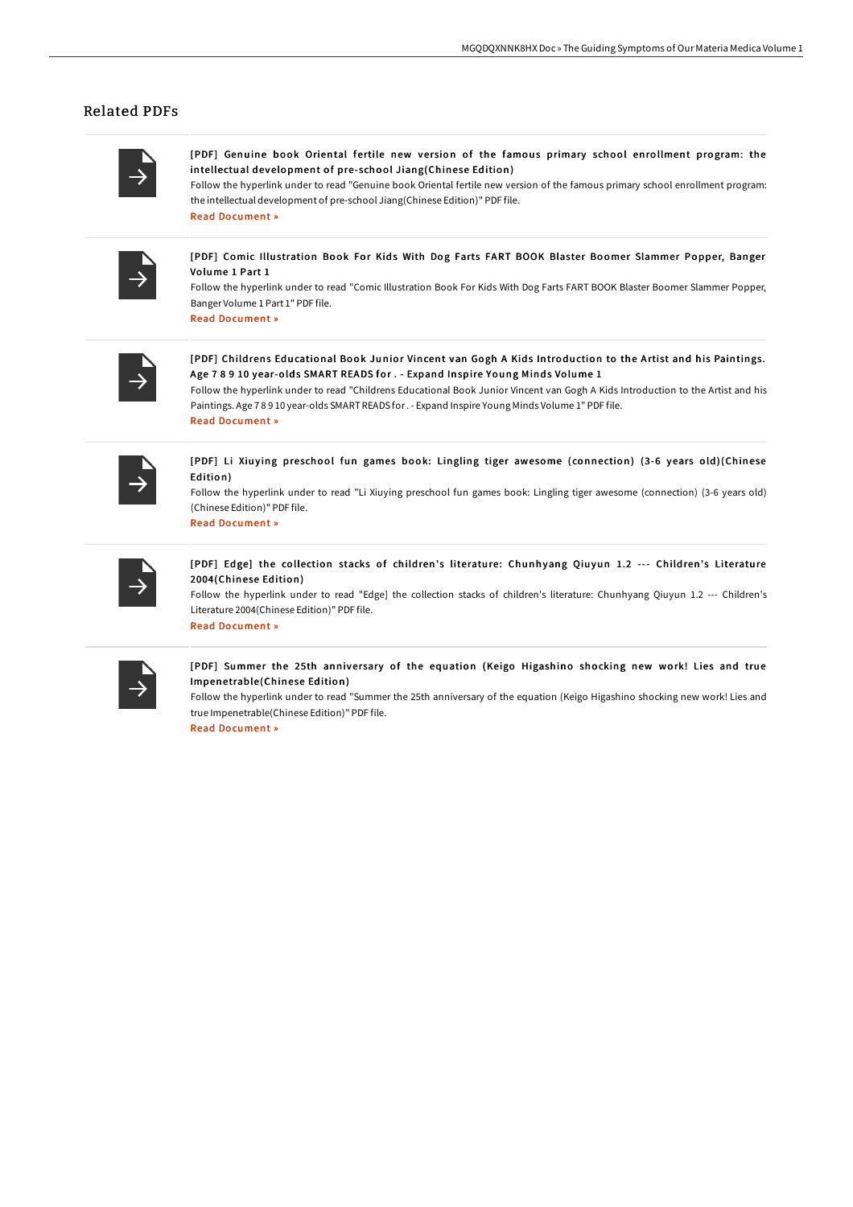## Related PDFs

[PDF] Genuine book Oriental fertile new version of the famous primary school enrollment program: the intellectual development of pre-school Jiang(Chinese Edition)

Follow the hyperlink under to read "Genuine book Oriental fertile new version of the famous primary school enrollment program: the intellectual development of pre-school Jiang(Chinese Edition)" PDF file.

Read Document »

[PDF] Comic Illustration Book For Kids With Dog Farts FART BOOK Blaster Boomer Slammer Popper, Banger Volume 1 Part 1

Follow the hyperlink under to read "Comic Illustration Book For Kids With Dog Farts FART BOOK Blaster Boomer Slammer Popper, Banger Volume 1 Part 1" PDF file.

Read Document »

[PDF] Childrens Educational Book Junior Vincent van Gogh A Kids Introduction to the Artist and his Paintings. Age 7 8 9 10 year-olds SMART READS for . - Expand Inspire Young Minds Volume 1

Follow the hyperlink under to read "Childrens Educational Book Junior Vincent van Gogh A Kids Introduction to the Artist and his Paintings. Age 7 8 9 10 year-olds SMART READS for . - Expand Inspire Young Minds Volume 1" PDF file.

Read Document »

[PDF] Li Xiuying preschool fun games book: Lingling tiger awesome (connection) (3-6 years old)(Chinese Edition)

Follow the hyperlink under to read "Li Xiuying preschool fun games book: Lingling tiger awesome (connection) (3-6 years old) (Chinese Edition)" PDF file.

Read Document »

[PDF] Edge] the collection stacks of children's literature: Chunhyang Qiuyun 1.2 --- Children's Literature 2004(Chinese Edition)

Follow the hyperlink under to read "Edge] the collection stacks of children's literature: Chunhyang Qiuyun 1.2 --- Children's Literature 2004(Chinese Edition)" PDF file.

Read Document »

[PDF] Summer the 25th anniversary of the equation (Keigo Higashino shocking new work! Lies and true Impenetrable(Chinese Edition)

Follow the hyperlink under to read "Summer the 25th anniversary of the equation (Keigo Higashino shocking new work! Lies and true Impenetrable(Chinese Edition)" PDF file.

Read Document »